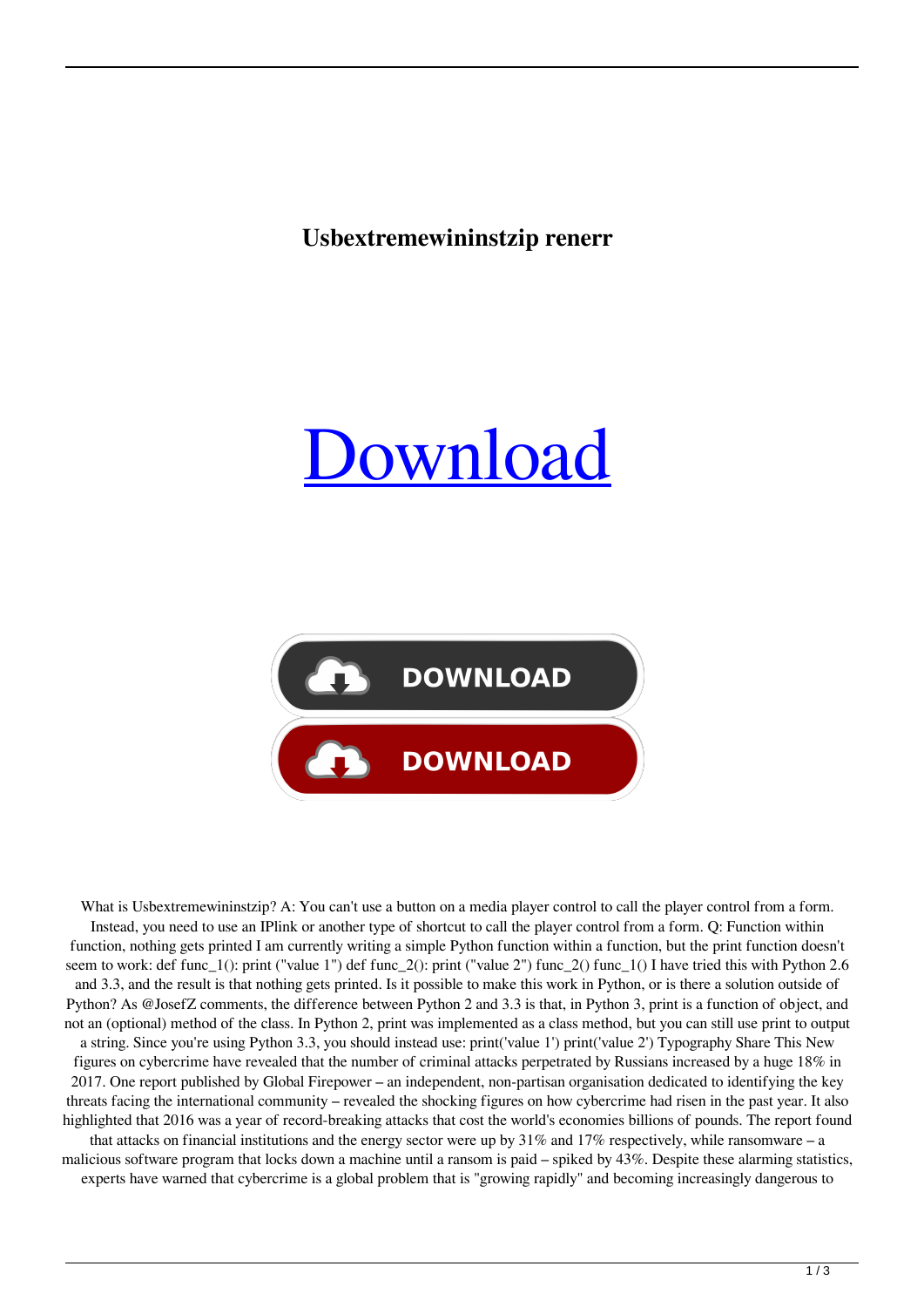# Usbextremewininstzip renerr

[Download]

DOWNLOAD

DOWNLOAD

What is Usbextremewininstzip? A: You can't use a button on a media player control to call the player control from a form. Instead, you need to use an IPlink or another type of shortcut to call the player control from a form. Q: Function within function, nothing gets printed I am currently writing a simple Python function within a function, but the print function doesn't seem to work: def func_1(): print ("value 1") def func_2(): print ("value 2") func_2() func_1() I have tried this with Python 2.6 and 3.3, and the result is that nothing gets printed. Is it possible to make this work in Python, or is there a solution outside of Python? As @JosefZ comments, the difference between Python 2 and 3.3 is that, in Python 3, print is a function of object, and not an (optional) method of the class. In Python 2, print was implemented as a class method, but you can still use print to output a string. Since you're using Python 3.3, you should instead use: print('value 1') print('value 2') Typography Share This New figures on cybercrime have revealed that the number of criminal attacks perpetrated by Russians increased by a huge 18% in 2017. One report published by Global Firepower – an independent, non-partisan organisation dedicated to identifying the key threats facing the international community – revealed the shocking figures on how cybercrime had risen in the past year. It also highlighted that 2016 was a year of record-breaking attacks that cost the world's economies billions of pounds. The report found that attacks on financial institutions and the energy sector were up by 31% and 17% respectively, while ransomware – a malicious software program that locks down a machine until a ransom is paid – spiked by 43%. Despite these alarming statistics, experts have warned that cybercrime is a global problem that is "growing rapidly" and becoming increasingly dangerous to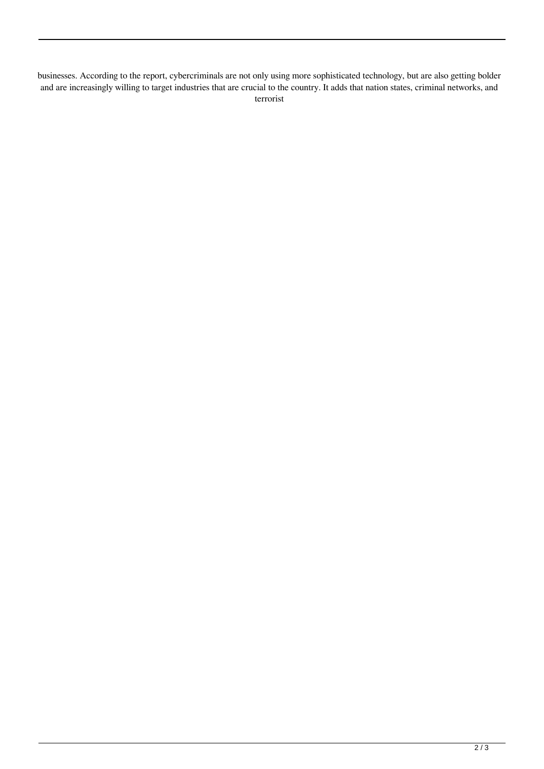businesses. According to the report, cybercriminals are not only using more sophisticated technology, but are also getting bolder and are increasingly willing to target industries that are crucial to the country. It adds that nation states, criminal networks, and terrorist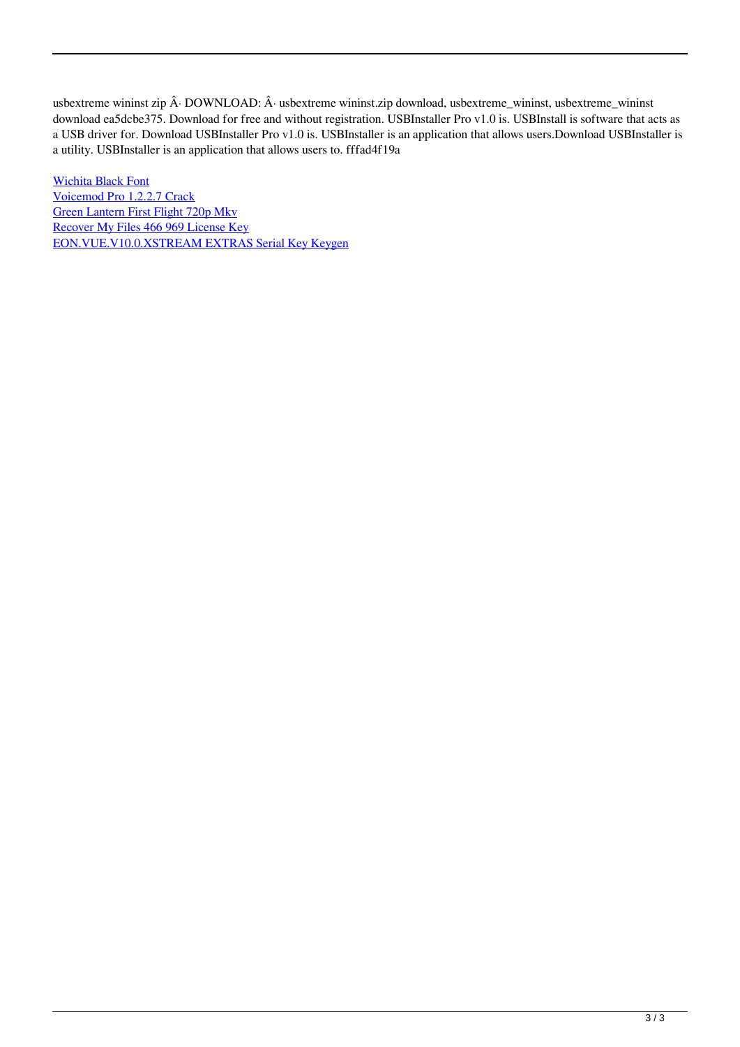usbextreme wininst zip Â· DOWNLOAD: Â· usbextreme wininst.zip download, usbextreme_wininst, usbextreme_wininst download ea5dcbe375. Download for free and without registration. USBInstaller Pro v1.0 is. USBInstall is software that acts as a USB driver for. Download USBInstaller Pro v1.0 is. USBInstaller is an application that allows users.Download USBInstaller is a utility. USBInstaller is an application that allows users to. fffad4f19a

Wichita Black Font
Voicemod Pro 1.2.2.7 Crack
Green Lantern First Flight 720p Mkv
Recover My Files 466 969 License Key
EON.VUE.V10.0.XSTREAM EXTRAS Serial Key Keygen